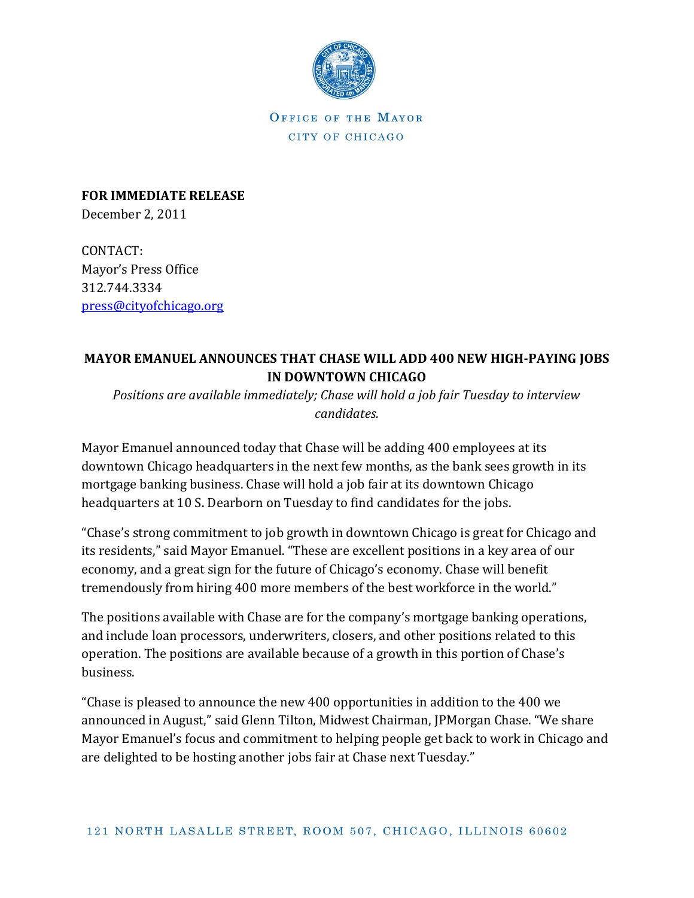OFFICE OF THE MAYOR
CITY OF CHICAGO

**FOR IMMEDIATE RELEASE**
December 2, 2011

CONTACT:
Mayor's Press Office
312.744.3334
press@cityofchicago.org

## MAYOR EMANUEL ANNOUNCES THAT CHASE WILL ADD 400 NEW HIGH-PAYING JOBS IN DOWNTOWN CHICAGO

*Positions are available immediately; Chase will hold a job fair Tuesday to interview candidates.*

Mayor Emanuel announced today that Chase will be adding 400 employees at its downtown Chicago headquarters in the next few months, as the bank sees growth in its mortgage banking business. Chase will hold a job fair at its downtown Chicago headquarters at 10 S. Dearborn on Tuesday to find candidates for the jobs.

"Chase's strong commitment to job growth in downtown Chicago is great for Chicago and its residents," said Mayor Emanuel. "These are excellent positions in a key area of our economy, and a great sign for the future of Chicago's economy. Chase will benefit tremendously from hiring 400 more members of the best workforce in the world."

The positions available with Chase are for the company's mortgage banking operations, and include loan processors, underwriters, closers, and other positions related to this operation. The positions are available because of a growth in this portion of Chase's business.

"Chase is pleased to announce the new 400 opportunities in addition to the 400 we announced in August," said Glenn Tilton, Midwest Chairman, JPMorgan Chase. "We share Mayor Emanuel's focus and commitment to helping people get back to work in Chicago and are delighted to be hosting another jobs fair at Chase next Tuesday."

121 NORTH LASALLE STREET, ROOM 507, CHICAGO, ILLINOIS 60602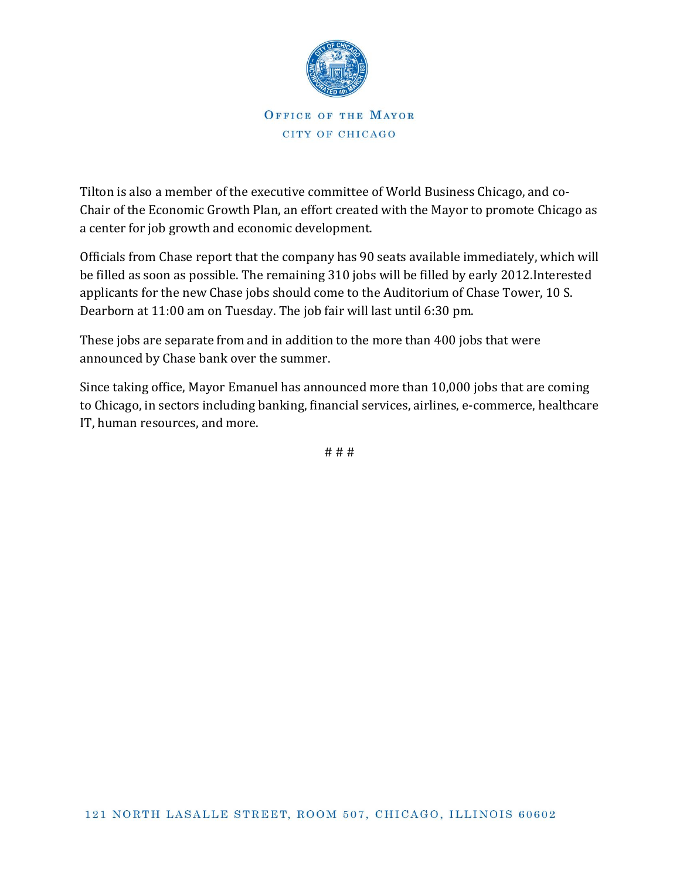Tilton is also a member of the executive committee of World Business Chicago, and co-Chair of the Economic Growth Plan, an effort created with the Mayor to promote Chicago as a center for job growth and economic development.

Officials from Chase report that the company has 90 seats available immediately, which will be filled as soon as possible. The remaining 310 jobs will be filled by early 2012.Interested applicants for the new Chase jobs should come to the Auditorium of Chase Tower, 10 S. Dearborn at 11:00 am on Tuesday. The job fair will last until 6:30 pm.

These jobs are separate from and in addition to the more than 400 jobs that were announced by Chase bank over the summer.

Since taking office, Mayor Emanuel has announced more than 10,000 jobs that are coming to Chicago, in sectors including banking, financial services, airlines, e-commerce, healthcare IT, human resources, and more.

# # #